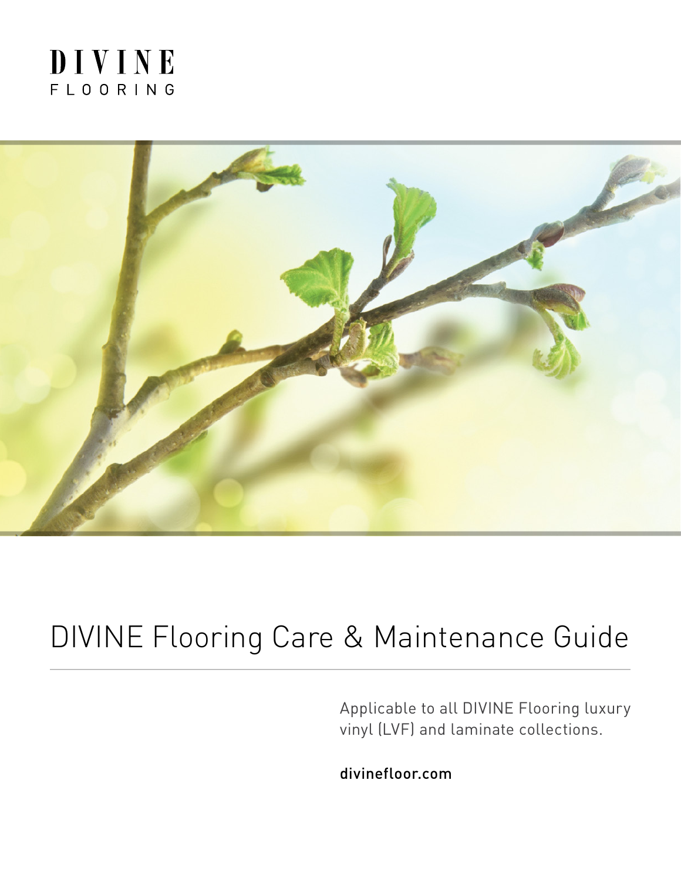DIVINE
FLOORING

# DIVINE Flooring Care & Maintenance Guide

Applicable to all DIVINE Flooring luxury vinyl (LVF) and laminate collections.

divinefloor.com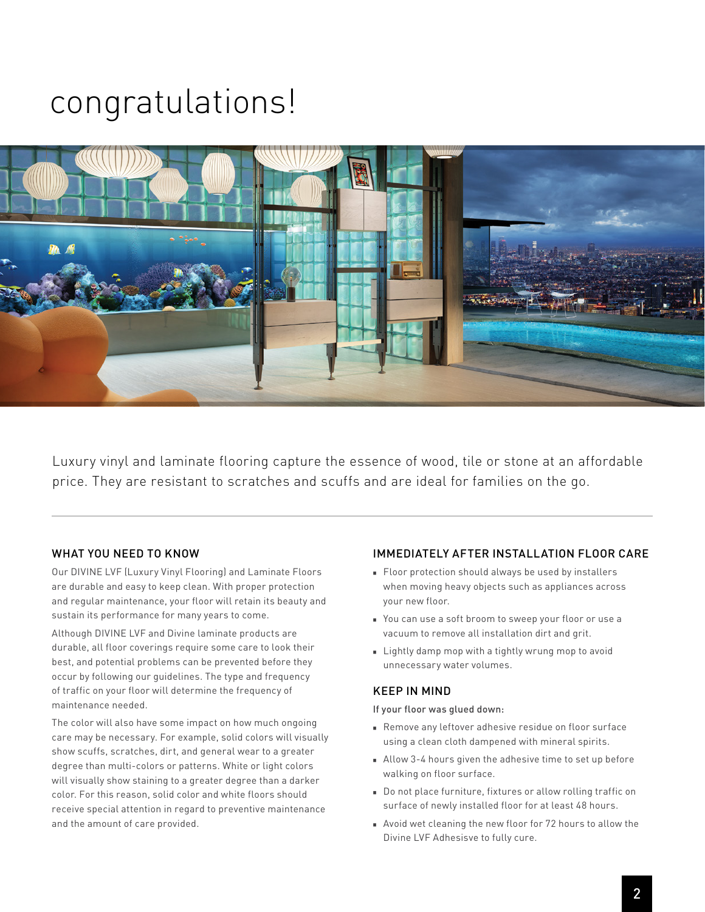# congratulations!

Luxury vinyl and laminate flooring capture the essence of wood, tile or stone at an affordable price. They are resistant to scratches and scuffs and are ideal for families on the go.

## WHAT YOU NEED TO KNOW

Our DIVINE LVF (Luxury Vinyl Flooring) and Laminate Floors are durable and easy to keep clean. With proper protection and regular maintenance, your floor will retain its beauty and sustain its performance for many years to come.

Although DIVINE LVF and Divine laminate products are durable, all floor coverings require some care to look their best, and potential problems can be prevented before they occur by following our guidelines. The type and frequency of traffic on your floor will determine the frequency of maintenance needed.

The color will also have some impact on how much ongoing care may be necessary. For example, solid colors will visually show scuffs, scratches, dirt, and general wear to a greater degree than multi-colors or patterns. White or light colors will visually show staining to a greater degree than a darker color. For this reason, solid color and white floors should receive special attention in regard to preventive maintenance and the amount of care provided.

## IMMEDIATELY AFTER INSTALLATION FLOOR CARE

- Floor protection should always be used by installers when moving heavy objects such as appliances across your new floor.
- You can use a soft broom to sweep your floor or use a vacuum to remove all installation dirt and grit.
- Lightly damp mop with a tightly wrung mop to avoid unnecessary water volumes.

## KEEP IN MIND

If your floor was glued down:

- Remove any leftover adhesive residue on floor surface using a clean cloth dampened with mineral spirits.
- Allow 3-4 hours given the adhesive time to set up before walking on floor surface.
- Do not place furniture, fixtures or allow rolling traffic on surface of newly installed floor for at least 48 hours.
- Avoid wet cleaning the new floor for 72 hours to allow the Divine LVF Adhesisve to fully cure.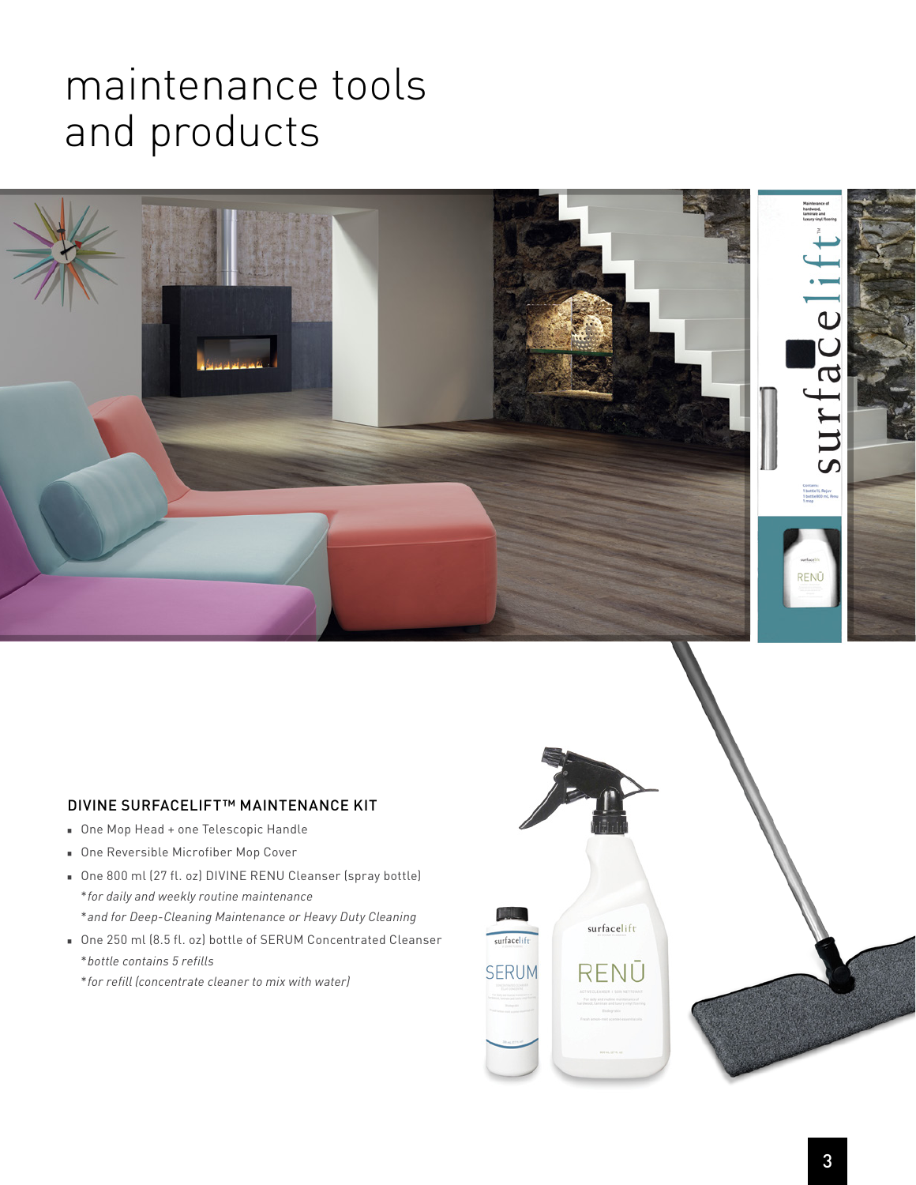# maintenance tools and products

### DIVINE SURFACELIFT™ MAINTENANCE KIT

- One Mop Head + one Telescopic Handle
- One Reversible Microfiber Mop Cover
- One 800 ml (27 fl. oz) DIVINE RENU Cleanser (spray bottle)
  *for daily and weekly routine maintenance
  *and for Deep-Cleaning Maintenance or Heavy Duty Cleaning
- One 250 ml (8.5 fl. oz) bottle of SERUM Concentrated Cleanser
  *bottle contains 5 refills
  *for refill (concentrate cleaner to mix with water)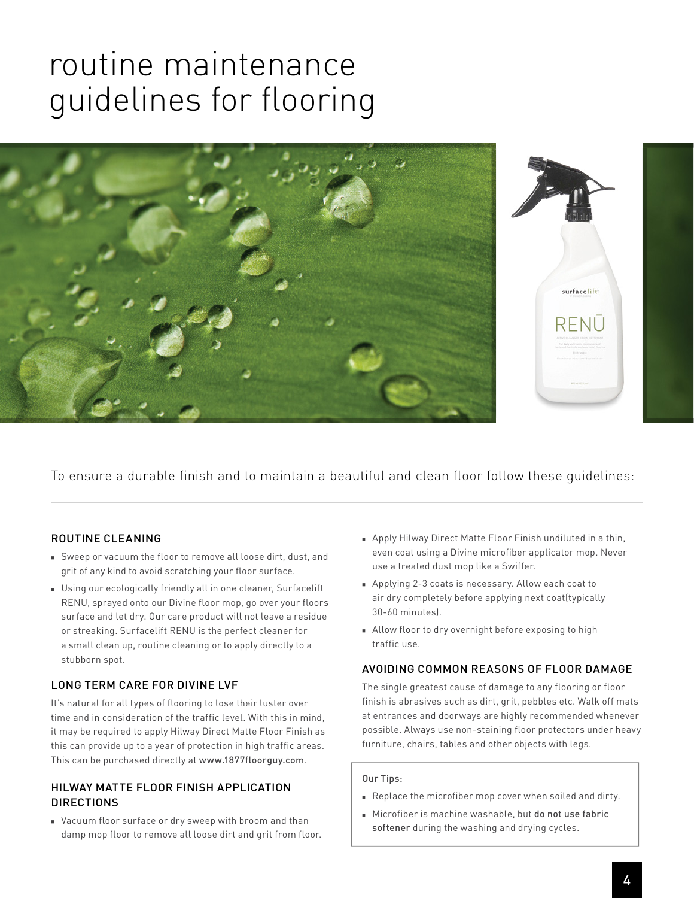# routine maintenance guidelines for flooring

To ensure a durable finish and to maintain a beautiful and clean floor follow these guidelines:

## ROUTINE CLEANING

- Sweep or vacuum the floor to remove all loose dirt, dust, and grit of any kind to avoid scratching your floor surface.
- Using our ecologically friendly all in one cleaner, Surfacelift RENU, sprayed onto our Divine floor mop, go over your floors surface and let dry. Our care product will not leave a residue or streaking. Surfacelift RENU is the perfect cleaner for a small clean up, routine cleaning or to apply directly to a stubborn spot.

## LONG TERM CARE FOR DIVINE LVF

It's natural for all types of flooring to lose their luster over time and in consideration of the traffic level. With this in mind, it may be required to apply Hilway Direct Matte Floor Finish as this can provide up to a year of protection in high traffic areas. This can be purchased directly at **www.1877floorguy.com**.

## HILWAY MATTE FLOOR FINISH APPLICATION DIRECTIONS

- Vacuum floor surface or dry sweep with broom and than damp mop floor to remove all loose dirt and grit from floor.
- Apply Hilway Direct Matte Floor Finish undiluted in a thin, even coat using a Divine microfiber applicator mop. Never use a treated dust mop like a Swiffer.
- Applying 2-3 coats is necessary. Allow each coat to air dry completely before applying next coat(typically 30-60 minutes).
- Allow floor to dry overnight before exposing to high traffic use.

## AVOIDING COMMON REASONS OF FLOOR DAMAGE

The single greatest cause of damage to any flooring or floor finish is abrasives such as dirt, grit, pebbles etc. Walk off mats at entrances and doorways are highly recommended whenever possible. Always use non-staining floor protectors under heavy furniture, chairs, tables and other objects with legs.

Our Tips:

- Replace the microfiber mop cover when soiled and dirty.
- Microfiber is machine washable, but **do not use fabric softener** during the washing and drying cycles.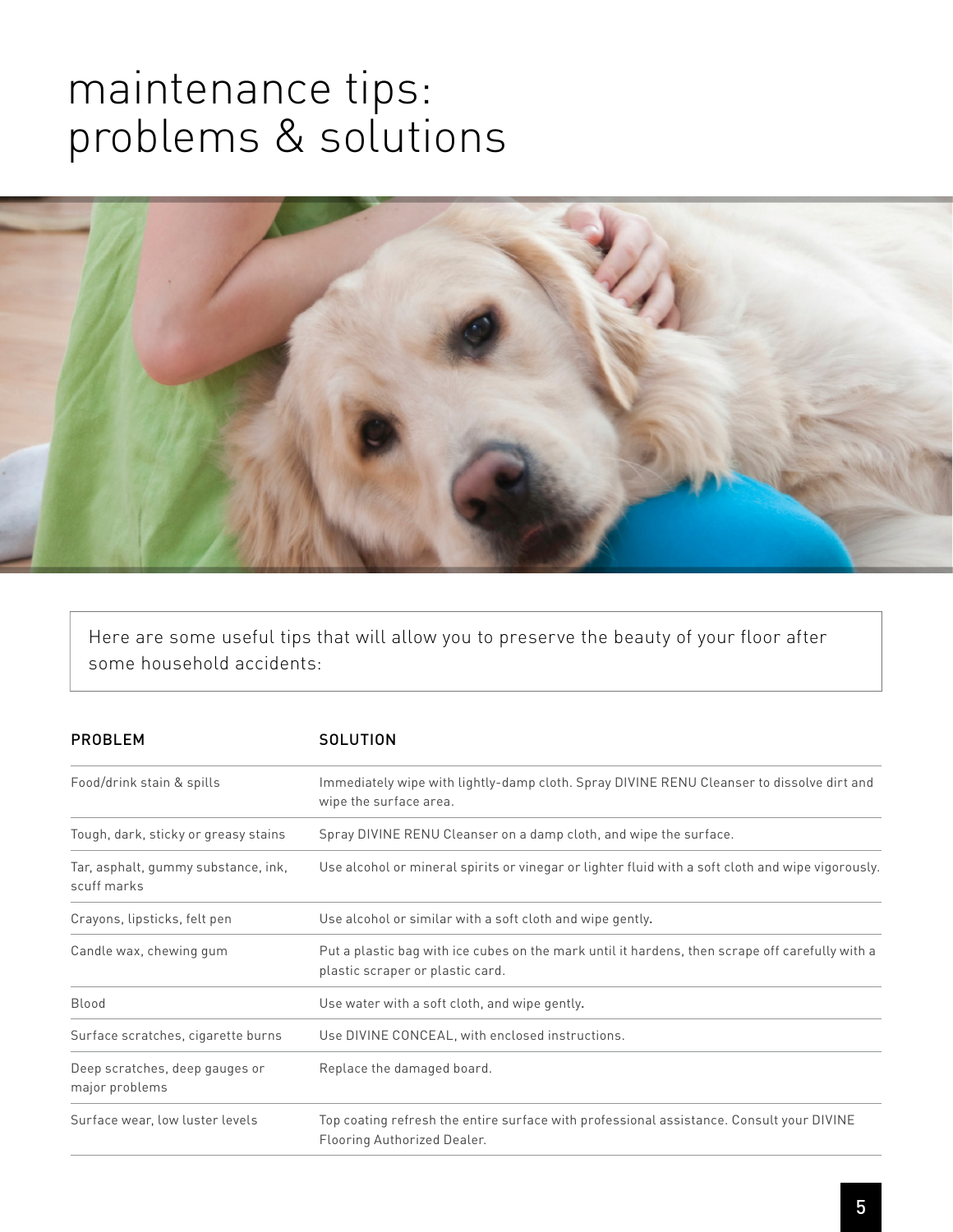# maintenance tips: problems & solutions

Here are some useful tips that will allow you to preserve the beauty of your floor after some household accidents:

| PROBLEM | SOLUTION |
|---|---|
| Food/drink stain & spills | Immediately wipe with lightly-damp cloth. Spray DIVINE RENU Cleanser to dissolve dirt and wipe the surface area. |
| Tough, dark, sticky or greasy stains | Spray DIVINE RENU Cleanser on a damp cloth, and wipe the surface. |
| Tar, asphalt, gummy substance, ink, scuff marks | Use alcohol or mineral spirits or vinegar or lighter fluid with a soft cloth and wipe vigorously. |
| Crayons, lipsticks, felt pen | Use alcohol or similar with a soft cloth and wipe gently. |
| Candle wax, chewing gum | Put a plastic bag with ice cubes on the mark until it hardens, then scrape off carefully with a plastic scraper or plastic card. |
| Blood | Use water with a soft cloth, and wipe gently. |
| Surface scratches, cigarette burns | Use DIVINE CONCEAL, with enclosed instructions. |
| Deep scratches, deep gauges or major problems | Replace the damaged board. |
| Surface wear, low luster levels | Top coating refresh the entire surface with professional assistance. Consult your DIVINE Flooring Authorized Dealer. |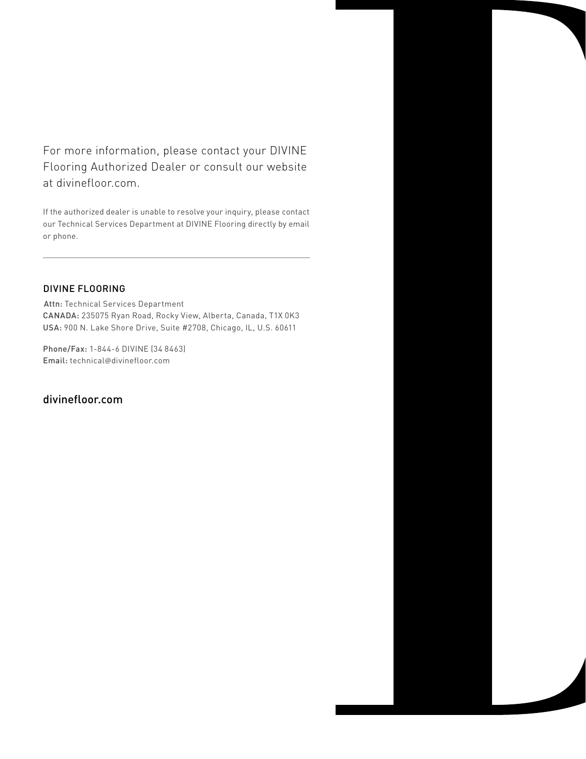For more information, please contact your DIVINE Flooring Authorized Dealer or consult our website at divinefloor.com.

If the authorized dealer is unable to resolve your inquiry, please contact our Technical Services Department at DIVINE Flooring directly by email or phone.

---

## DIVINE FLOORING

**Attn:** Technical Services Department
**CANADA:** 235075 Ryan Road, Rocky View, Alberta, Canada, T1X 0K3
**USA:** 900 N. Lake Shore Drive, Suite #2708, Chicago, IL, U.S. 60611

**Phone/Fax:** 1-844-6 DIVINE (34 8463)
**Email:** technical@divinefloor.com

divinefloor.com